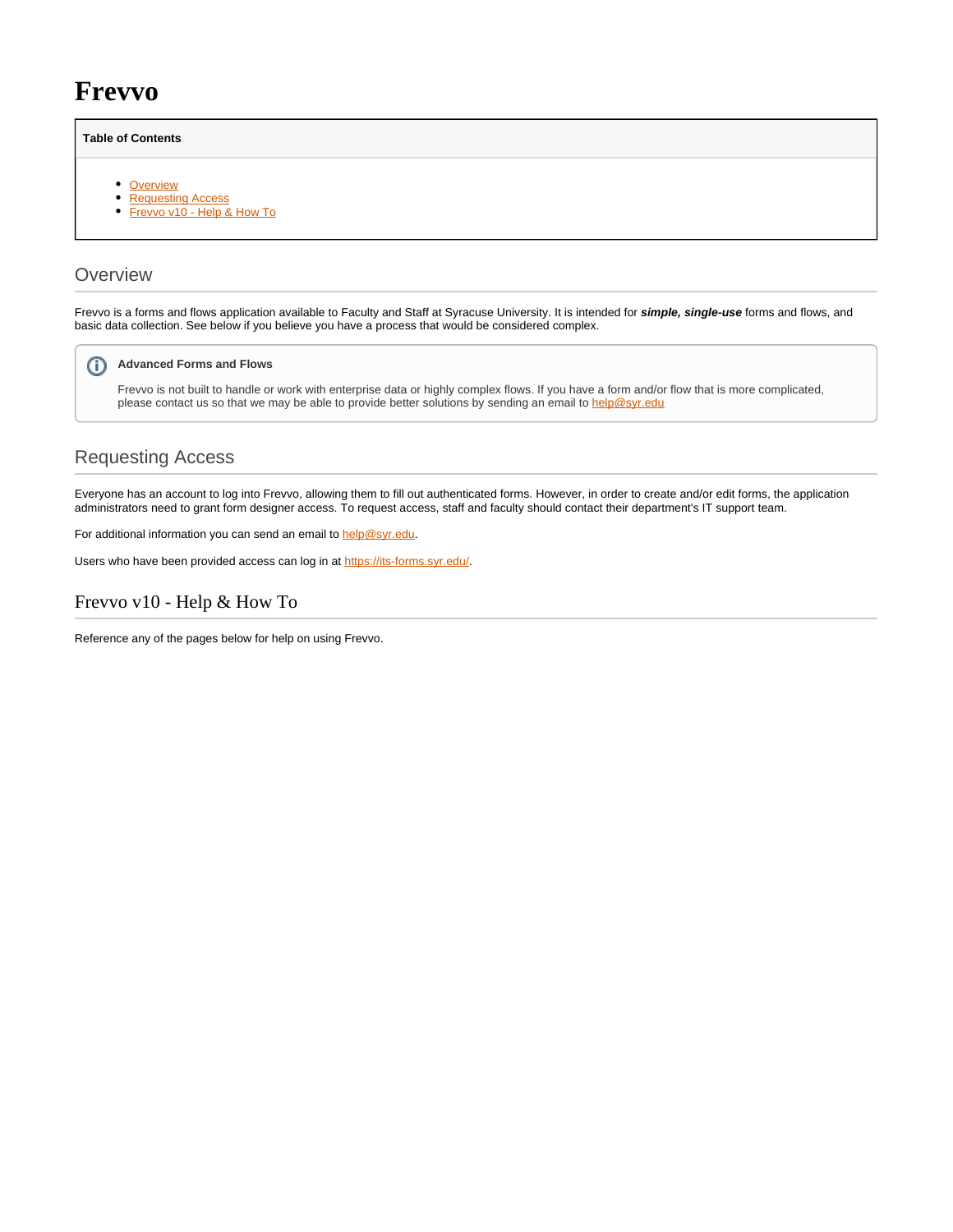# Frevvo

**Table of Contents**

- Overview
- Requesting Access
- Frevvo v10 - Help & How To

## Overview

Frevvo is a forms and flows application available to Faculty and Staff at Syracuse University. It is intended for ***simple, single-use*** forms and flows, and basic data collection. See below if you believe you have a process that would be considered complex.

> **Advanced Forms and Flows**
>
> Frevvo is not built to handle or work with enterprise data or highly complex flows. If you have a form and/or flow that is more complicated, please contact us so that we may be able to provide better solutions by sending an email to help@syr.edu

## Requesting Access

Everyone has an account to log into Frevvo, allowing them to fill out authenticated forms. However, in order to create and/or edit forms, the application administrators need to grant form designer access. To request access, staff and faculty should contact their department's IT support team.

For additional information you can send an email to help@syr.edu.

Users who have been provided access can log in at https://its-forms.syr.edu/.

## Frevvo v10 - Help & How To

Reference any of the pages below for help on using Frevvo.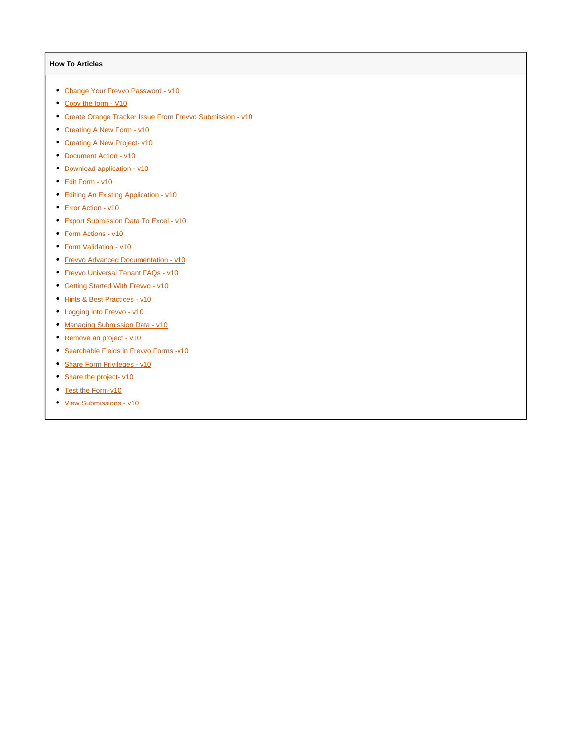**How To Articles**

- Change Your Frevvo Password - v10
- Copy the form - V10
- Create Orange Tracker Issue From Frevvo Submission - v10
- Creating A New Form - v10
- Creating A New Project- v10
- Document Action - v10
- Download application - v10
- Edit Form - v10
- Editing An Existing Application - v10
- Error Action - v10
- Export Submission Data To Excel - v10
- Form Actions - v10
- Form Validation - v10
- Frevvo Advanced Documentation - v10
- Frevvo Universal Tenant FAQs - v10
- Getting Started With Frevvo - v10
- Hints & Best Practices - v10
- Logging into Frevvo - v10
- Managing Submission Data - v10
- Remove an project - v10
- Searchable Fields in Frevvo Forms -v10
- Share Form Privileges - v10
- Share the project- v10
- Test the Form-v10
- View Submissions - v10